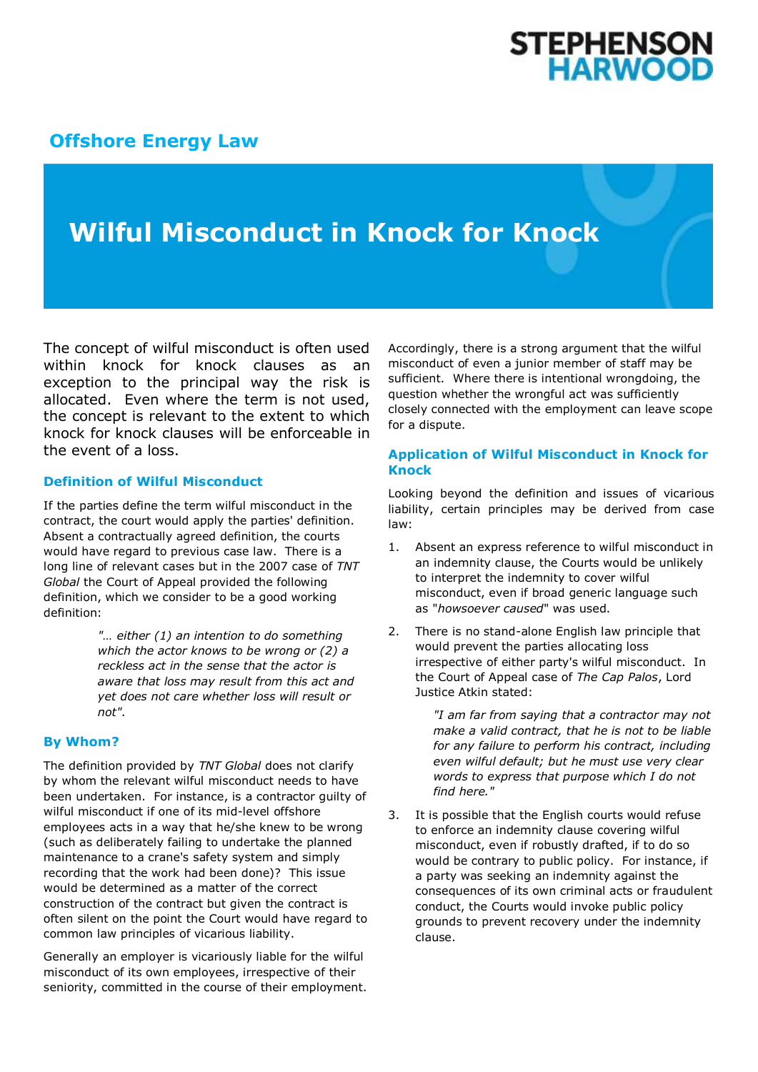STEPHENSON HARWOOD

## Offshore Energy Law

# Wilful Misconduct in Knock for Knock

The concept of wilful misconduct is often used within knock for knock clauses as an exception to the principal way the risk is allocated. Even where the term is not used, the concept is relevant to the extent to which knock for knock clauses will be enforceable in the event of a loss.

### Definition of Wilful Misconduct

If the parties define the term wilful misconduct in the contract, the court would apply the parties' definition. Absent a contractually agreed definition, the courts would have regard to previous case law. There is a long line of relevant cases but in the 2007 case of *TNT Global* the Court of Appeal provided the following definition, which we consider to be a good working definition:

> *"… either (1) an intention to do something which the actor knows to be wrong or (2) a reckless act in the sense that the actor is aware that loss may result from this act and yet does not care whether loss will result or not".*

### By Whom?

The definition provided by *TNT Global* does not clarify by whom the relevant wilful misconduct needs to have been undertaken. For instance, is a contractor guilty of wilful misconduct if one of its mid-level offshore employees acts in a way that he/she knew to be wrong (such as deliberately failing to undertake the planned maintenance to a crane's safety system and simply recording that the work had been done)? This issue would be determined as a matter of the correct construction of the contract but given the contract is often silent on the point the Court would have regard to common law principles of vicarious liability.

Generally an employer is vicariously liable for the wilful misconduct of its own employees, irrespective of their seniority, committed in the course of their employment. Accordingly, there is a strong argument that the wilful misconduct of even a junior member of staff may be sufficient. Where there is intentional wrongdoing, the question whether the wrongful act was sufficiently closely connected with the employment can leave scope for a dispute.

### Application of Wilful Misconduct in Knock for Knock

Looking beyond the definition and issues of vicarious liability, certain principles may be derived from case law:

1. Absent an express reference to wilful misconduct in an indemnity clause, the Courts would be unlikely to interpret the indemnity to cover wilful misconduct, even if broad generic language such as "*howsoever caused*" was used.

2. There is no stand-alone English law principle that would prevent the parties allocating loss irrespective of either party's wilful misconduct. In the Court of Appeal case of *The Cap Palos*, Lord Justice Atkin stated:

   > *"I am far from saying that a contractor may not make a valid contract, that he is not to be liable for any failure to perform his contract, including even wilful default; but he must use very clear words to express that purpose which I do not find here."*

3. It is possible that the English courts would refuse to enforce an indemnity clause covering wilful misconduct, even if robustly drafted, if to do so would be contrary to public policy. For instance, if a party was seeking an indemnity against the consequences of its own criminal acts or fraudulent conduct, the Courts would invoke public policy grounds to prevent recovery under the indemnity clause.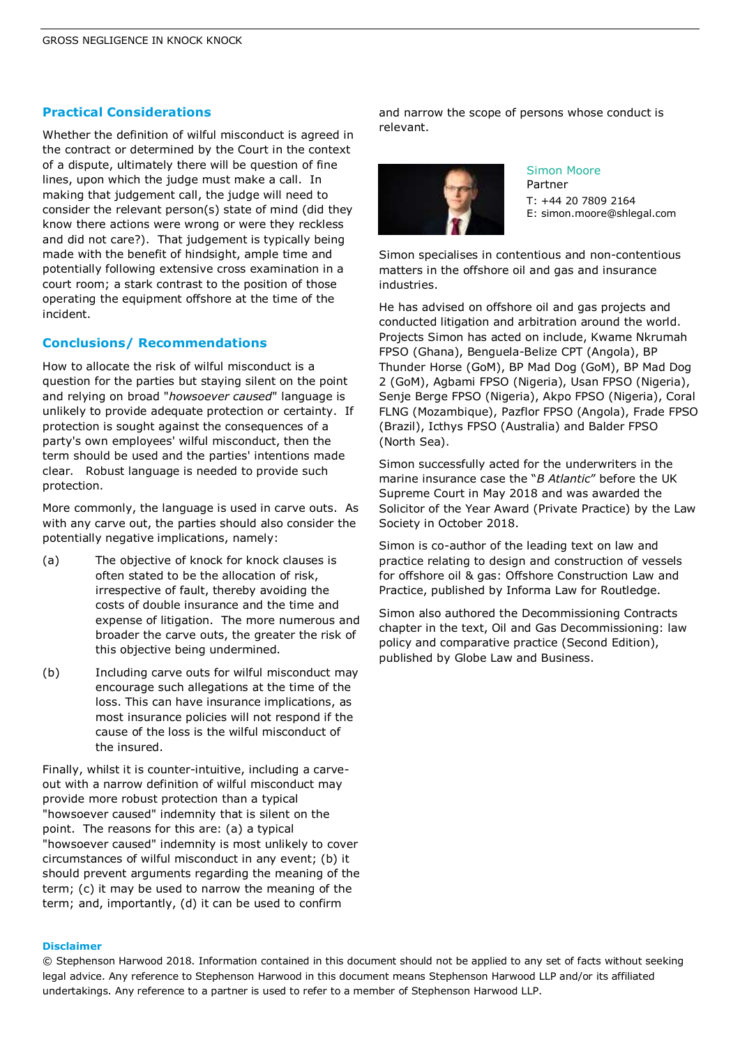## Practical Considerations

Whether the definition of wilful misconduct is agreed in the contract or determined by the Court in the context of a dispute, ultimately there will be question of fine lines, upon which the judge must make a call. In making that judgement call, the judge will need to consider the relevant person(s) state of mind (did they know there actions were wrong or were they reckless and did not care?). That judgement is typically being made with the benefit of hindsight, ample time and potentially following extensive cross examination in a court room; a stark contrast to the position of those operating the equipment offshore at the time of the incident.

## Conclusions/ Recommendations

How to allocate the risk of wilful misconduct is a question for the parties but staying silent on the point and relying on broad "*howsoever caused*" language is unlikely to provide adequate protection or certainty. If protection is sought against the consequences of a party's own employees' wilful misconduct, then the term should be used and the parties' intentions made clear. Robust language is needed to provide such protection.

More commonly, the language is used in carve outs. As with any carve out, the parties should also consider the potentially negative implications, namely:

(a) The objective of knock for knock clauses is often stated to be the allocation of risk, irrespective of fault, thereby avoiding the costs of double insurance and the time and expense of litigation. The more numerous and broader the carve outs, the greater the risk of this objective being undermined.

(b) Including carve outs for wilful misconduct may encourage such allegations at the time of the loss. This can have insurance implications, as most insurance policies will not respond if the cause of the loss is the wilful misconduct of the insured.

Finally, whilst it is counter-intuitive, including a carve-out with a narrow definition of wilful misconduct may provide more robust protection than a typical "howsoever caused" indemnity that is silent on the point. The reasons for this are: (a) a typical "howsoever caused" indemnity is most unlikely to cover circumstances of wilful misconduct in any event; (b) it should prevent arguments regarding the meaning of the term; (c) it may be used to narrow the meaning of the term; and, importantly, (d) it can be used to confirm and narrow the scope of persons whose conduct is relevant.

Simon Moore
Partner
T: +44 20 7809 2164
E: simon.moore@shlegal.com

Simon specialises in contentious and non-contentious matters in the offshore oil and gas and insurance industries.

He has advised on offshore oil and gas projects and conducted litigation and arbitration around the world. Projects Simon has acted on include, Kwame Nkrumah FPSO (Ghana), Benguela-Belize CPT (Angola), BP Thunder Horse (GoM), BP Mad Dog (GoM), BP Mad Dog 2 (GoM), Agbami FPSO (Nigeria), Usan FPSO (Nigeria), Senje Berge FPSO (Nigeria), Akpo FPSO (Nigeria), Coral FLNG (Mozambique), Pazflor FPSO (Angola), Frade FPSO (Brazil), Icthys FPSO (Australia) and Balder FPSO (North Sea).

Simon successfully acted for the underwriters in the marine insurance case the "*B Atlantic*" before the UK Supreme Court in May 2018 and was awarded the Solicitor of the Year Award (Private Practice) by the Law Society in October 2018.

Simon is co-author of the leading text on law and practice relating to design and construction of vessels for offshore oil & gas: Offshore Construction Law and Practice, published by Informa Law for Routledge.

Simon also authored the Decommissioning Contracts chapter in the text, Oil and Gas Decommissioning: law policy and comparative practice (Second Edition), published by Globe Law and Business.

**Disclaimer**

© Stephenson Harwood 2018. Information contained in this document should not be applied to any set of facts without seeking legal advice. Any reference to Stephenson Harwood in this document means Stephenson Harwood LLP and/or its affiliated undertakings. Any reference to a partner is used to refer to a member of Stephenson Harwood LLP.